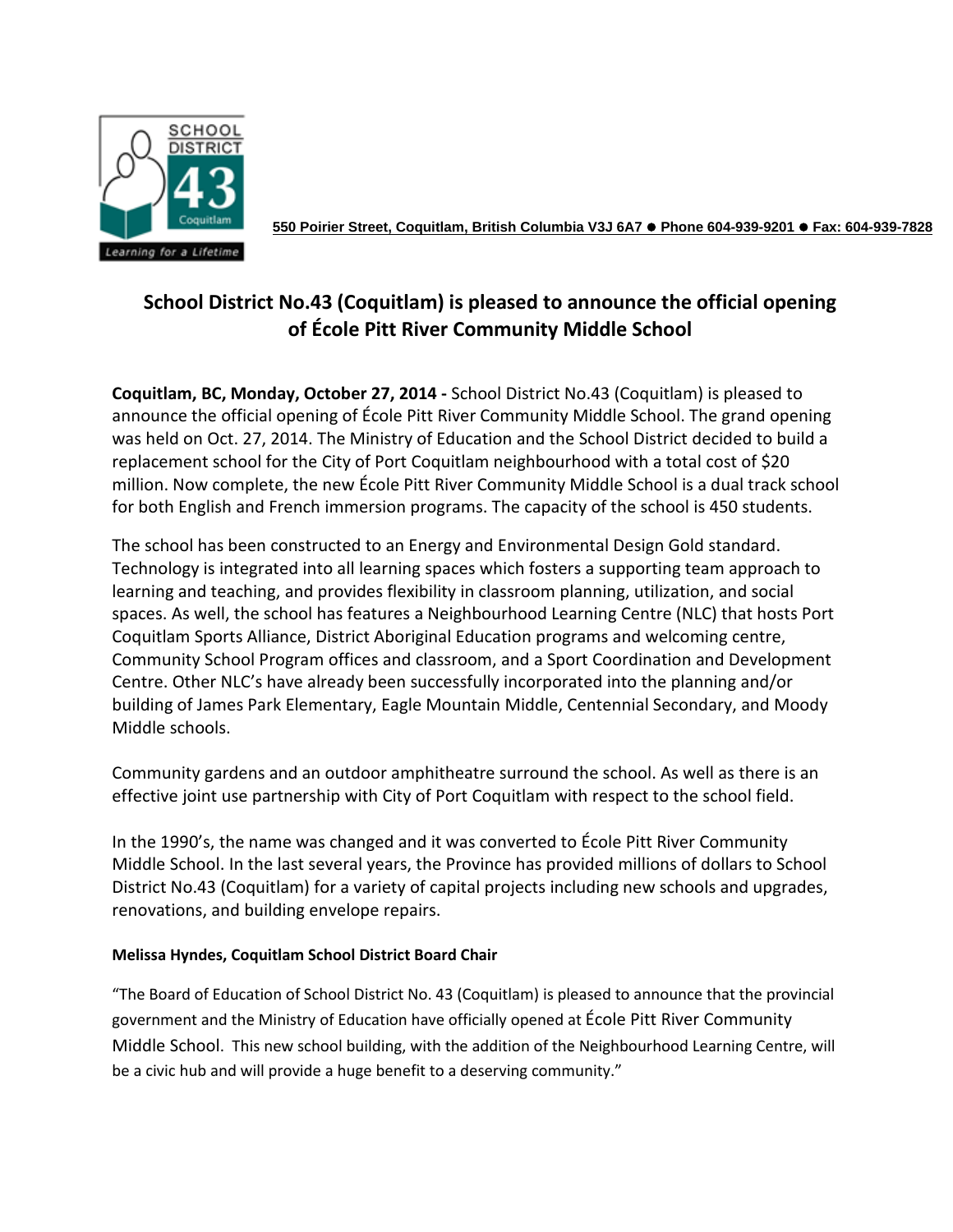550 Poirier Street, Coquitlam, British Columbia V3J 6A7 ● Phone 604-939-9201 ● Fax: 604-939-7828

# School District No.43 (Coquitlam) is pleased to announce the official opening of École Pitt River Community Middle School

**Coquitlam, BC, Monday, October 27, 2014 -** School District No.43 (Coquitlam) is pleased to announce the official opening of École Pitt River Community Middle School. The grand opening was held on Oct. 27, 2014. The Ministry of Education and the School District decided to build a replacement school for the City of Port Coquitlam neighbourhood with a total cost of $20 million. Now complete, the new École Pitt River Community Middle School is a dual track school for both English and French immersion programs. The capacity of the school is 450 students.

The school has been constructed to an Energy and Environmental Design Gold standard. Technology is integrated into all learning spaces which fosters a supporting team approach to learning and teaching, and provides flexibility in classroom planning, utilization, and social spaces. As well, the school has features a Neighbourhood Learning Centre (NLC) that hosts Port Coquitlam Sports Alliance, District Aboriginal Education programs and welcoming centre, Community School Program offices and classroom, and a Sport Coordination and Development Centre. Other NLC's have already been successfully incorporated into the planning and/or building of James Park Elementary, Eagle Mountain Middle, Centennial Secondary, and Moody Middle schools.

Community gardens and an outdoor amphitheatre surround the school. As well as there is an effective joint use partnership with City of Port Coquitlam with respect to the school field.

In the 1990's, the name was changed and it was converted to École Pitt River Community Middle School. In the last several years, the Province has provided millions of dollars to School District No.43 (Coquitlam) for a variety of capital projects including new schools and upgrades, renovations, and building envelope repairs.

**Melissa Hyndes, Coquitlam School District Board Chair**

"The Board of Education of School District No. 43 (Coquitlam) is pleased to announce that the provincial government and the Ministry of Education have officially opened at École Pitt River Community Middle School. This new school building, with the addition of the Neighbourhood Learning Centre, will be a civic hub and will provide a huge benefit to a deserving community."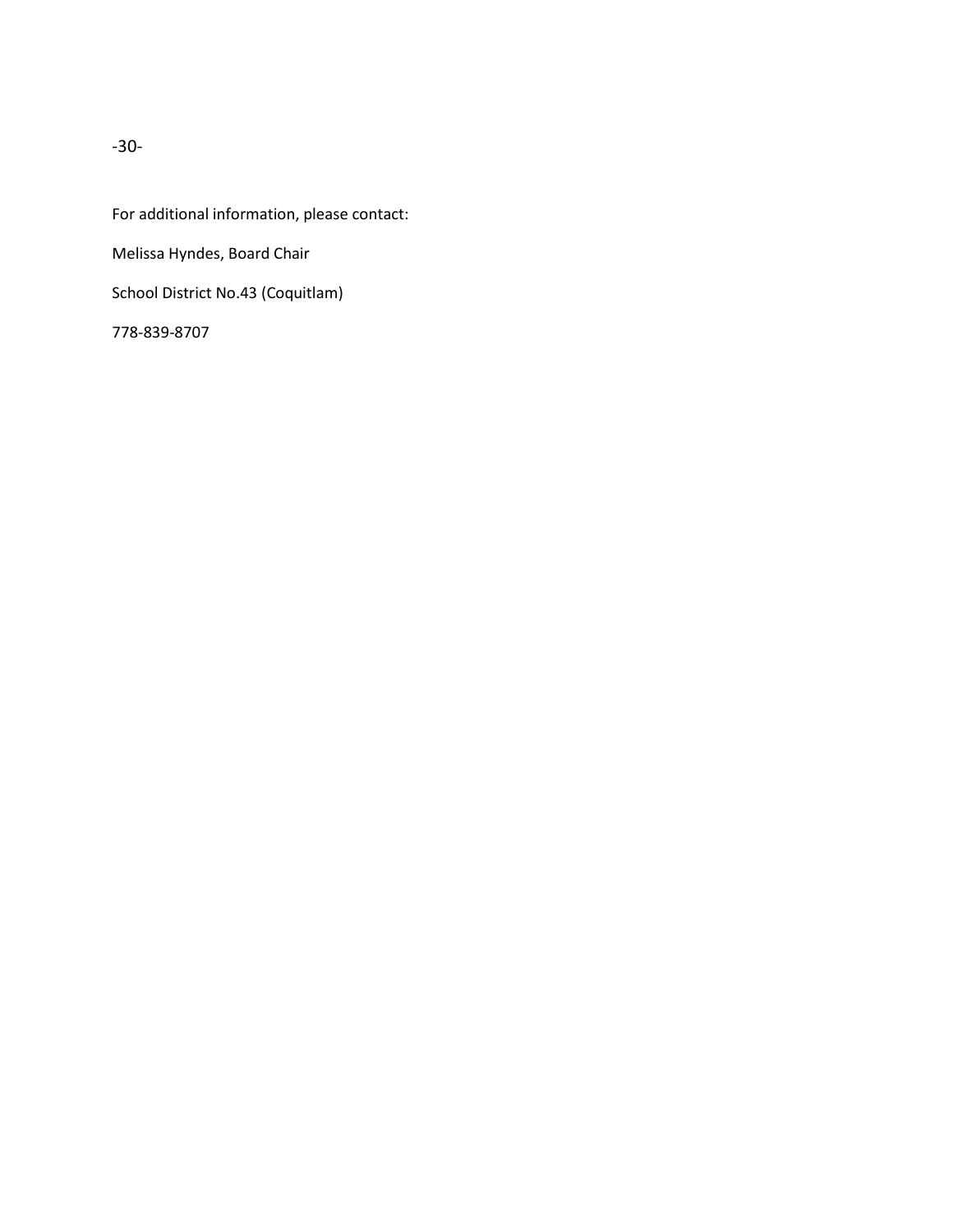-30-

For additional information, please contact:

Melissa Hyndes, Board Chair

School District No.43 (Coquitlam)

778-839-8707